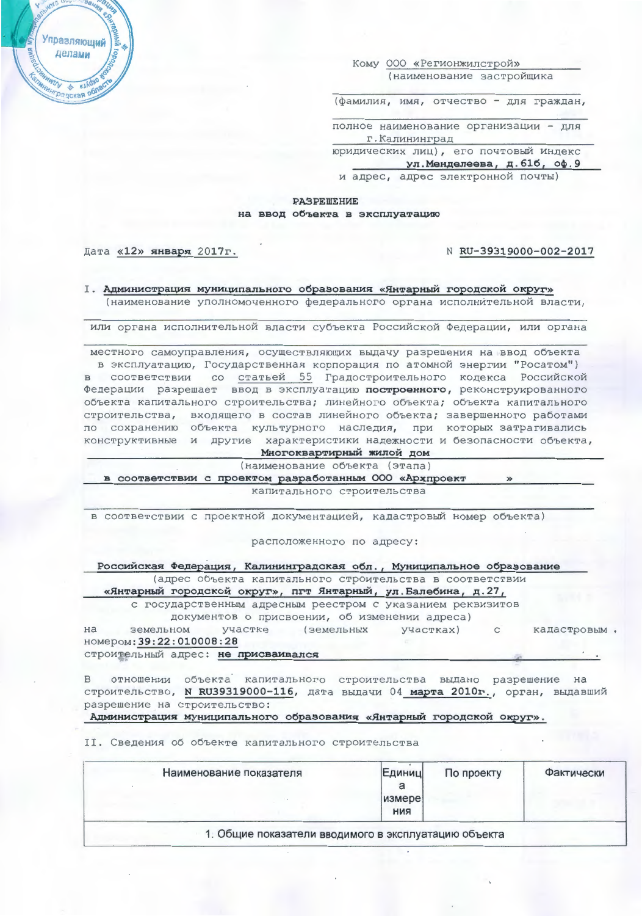Кому ООО «Регионжилстрой»
(наименование застройщика

(фамилия, имя, отчество - для граждан,

полное наименование организации - для
г.Калининград
юридических лиц), его почтовый индекс
**ул.Менделеева, д.61б, оф.9**
и адрес, адрес электронной почты)

**РАЗРЕШЕНИЕ**
**на ввод объекта в эксплуатацию**

Дата **«12» января** 2017г. N **RU-39319000-002-2017**

I. **Администрация муниципального образования «Янтарный городской округ»**
(наименование уполномоченного федерального органа исполнительной власти,

или органа исполнительной власти субъекта Российской Федерации, или органа

местного самоуправления, осуществляющих выдачу разрешения на ввод объекта в эксплуатацию, Государственная корпорация по атомной энергии "Росатом") в соответствии со статьей 55 Градостроительного кодекса Российской Федерации разрешает ввод в эксплуатацию **построенного**, реконструированного объекта капитального строительства; линейного объекта; объекта капитального строительства, входящего в состав линейного объекта; завершенного работами по сохранению объекта культурного наследия, при которых затрагивались конструктивные и другие характеристики надежности и безопасности объекта,

**Многоквартирный жилой дом**
(наименование объекта (этапа)
**в соответствии с проектом разработанным ООО «Архпроект »**
капитального строительства

в соответствии с проектной документацией, кадастровый номер объекта)

расположенного по адресу:

**Российская Федерация, Калининградская обл., Муниципальное образование**
(адрес объекта капитального строительства в соответствии
**«Янтарный городской округ», пгт Янтарный, ул.Балебина, д.27,**
с государственным адресным реестром с указанием реквизитов документов о присвоении, об изменении адреса)
на земельном участке (земельных участках) с кадастровым номером:**39:22:010008:28**
строительный адрес: **не присваивался**

В отношении объекта капитального строительства выдано разрешение на строительство, **N RU39319000-116**, дата выдачи 04 **марта 2010г.**, орган, выдавший разрешение на строительство:
**Администрация муниципального образования «Янтарный городской округ».**

II. Сведения об объекте капитального строительства

| Наименование показателя | Единица измерения | По проекту | Фактически |
|---|---|---|---|
| 1. Общие показатели вводимого в эксплуатацию объекта | | | |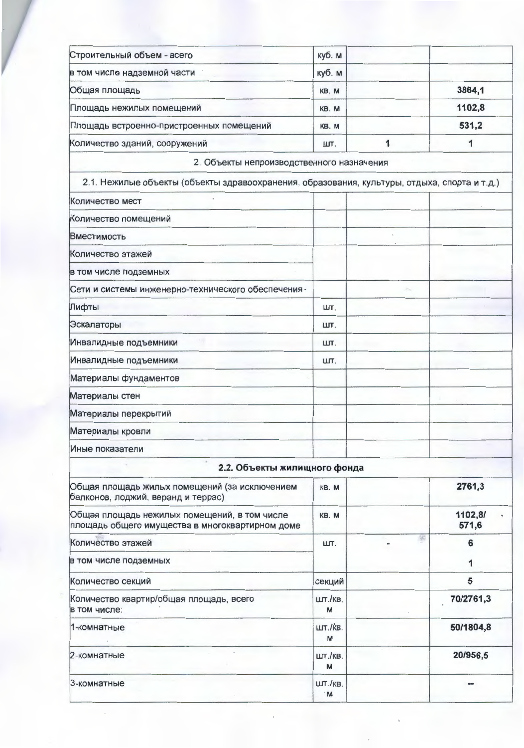| | | | |
|---|---|---|---|
| Строительный объем - всего | куб. м | | |
| в том числе надземной части | куб. м | | |
| Общая площадь | кв. м | | 3864,1 |
| Площадь нежилых помещений | кв. м | | 1102,8 |
| Площадь встроенно-пристроенных помещений | кв. м | | 531,2 |
| Количество зданий, сооружений | шт. | 1 | 1 |
| 2. Объекты непроизводственного назначения | | | |
| 2.1. Нежилые объекты (объекты здравоохранения, образования, культуры, отдыха, спорта и т.д.) | | | |
| Количество мест | | | |
| Количество помещений | | | |
| Вместимость | | | |
| Количество этажей | | | |
| в том числе подземных | | | |
| Сети и системы инженерно-технического обеспечения | | | |
| Лифты | шт. | | |
| Эскалаторы | шт. | | |
| Инвалидные подъемники | шт. | | |
| Инвалидные подъемники | шт. | | |
| Материалы фундаментов | | | |
| Материалы стен | | | |
| Материалы перекрытий | | | |
| Материалы кровли | | | |
| Иные показатели | | | |
| **2.2. Объекты жилищного фонда** | | | |
| Общая площадь жилых помещений (за исключением балконов, лоджий, веранд и террас) | кв. м | | 2761,3 |
| Общая площадь нежилых помещений, в том числе площадь общего имущества в многоквартирном доме | кв. м | | 1102,8/ 571,6 |
| Количество этажей | шт. | - | 6 |
| в том числе подземных | | | 1 |
| Количество секций | секций | | 5 |
| Количество квартир/общая площадь, всего в том числе: | шт./кв. м | | 70/2761,3 |
| 1-комнатные | шт./кв. м | | 50/1804,8 |
| 2-комнатные | шт./кв. м | | 20/956,5 |
| 3-комнатные | шт./кв. м | | -- |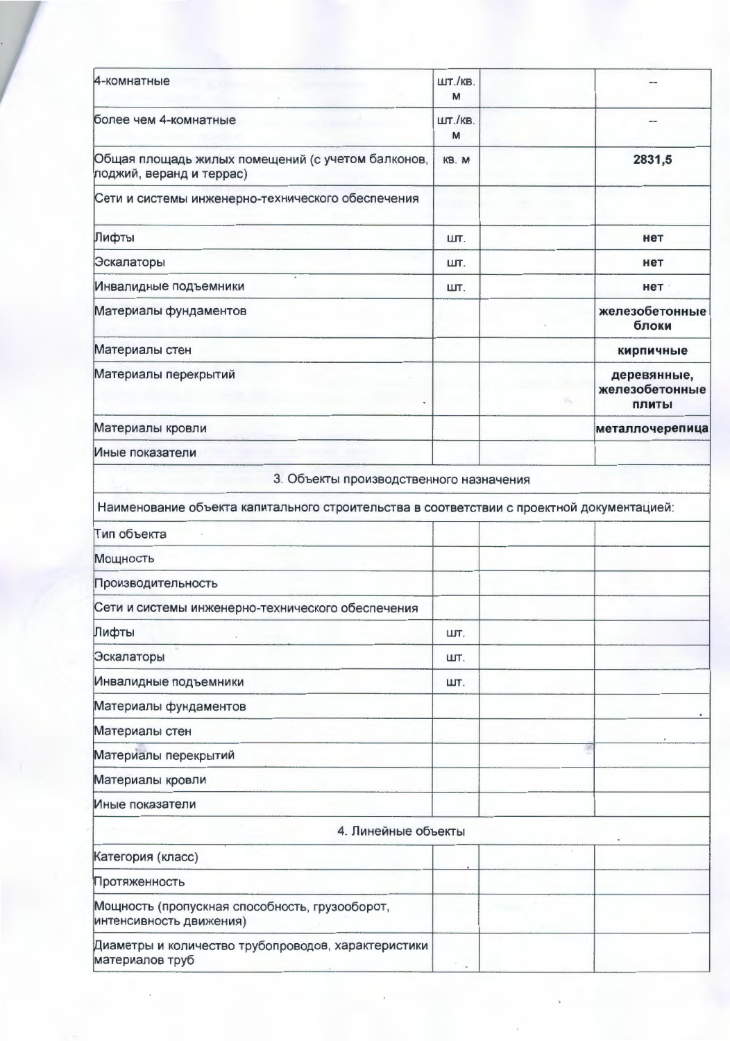| | | | |
|---|---|---|---|
| 4-комнатные | шт./кв. м | | -- |
| более чем 4-комнатные | шт./кв. м | | -- |
| Общая площадь жилых помещений (с учетом балконов, лоджий, веранд и террас) | кв. м | | **2831,5** |
| Сети и системы инженерно-технического обеспечения | | | |
| Лифты | шт. | | **нет** |
| Эскалаторы | шт. | | **нет** |
| Инвалидные подъемники | шт. | | **нет** |
| Материалы фундаментов | | | **железобетонные блоки** |
| Материалы стен | | | **кирпичные** |
| Материалы перекрытий | | | **деревянные, железобетонные плиты** |
| Материалы кровли | | | **металлочерепица** |
| Иные показатели | | | |
| 3. Объекты производственного назначения | | | |
| Наименование объекта капитального строительства в соответствии с проектной документацией: | | | |
| Тип объекта | | | |
| Мощность | | | |
| Производительность | | | |
| Сети и системы инженерно-технического обеспечения | | | |
| Лифты | шт. | | |
| Эскалаторы | шт. | | |
| Инвалидные подъемники | шт. | | |
| Материалы фундаментов | | | |
| Материалы стен | | | |
| Материалы перекрытий | | | |
| Материалы кровли | | | |
| Иные показатели | | | |
| 4. Линейные объекты | | | |
| Категория (класс) | | | |
| Протяженность | | | |
| Мощность (пропускная способность, грузооборот, интенсивность движения) | | | |
| Диаметры и количество трубопроводов, характеристики материалов труб | | | |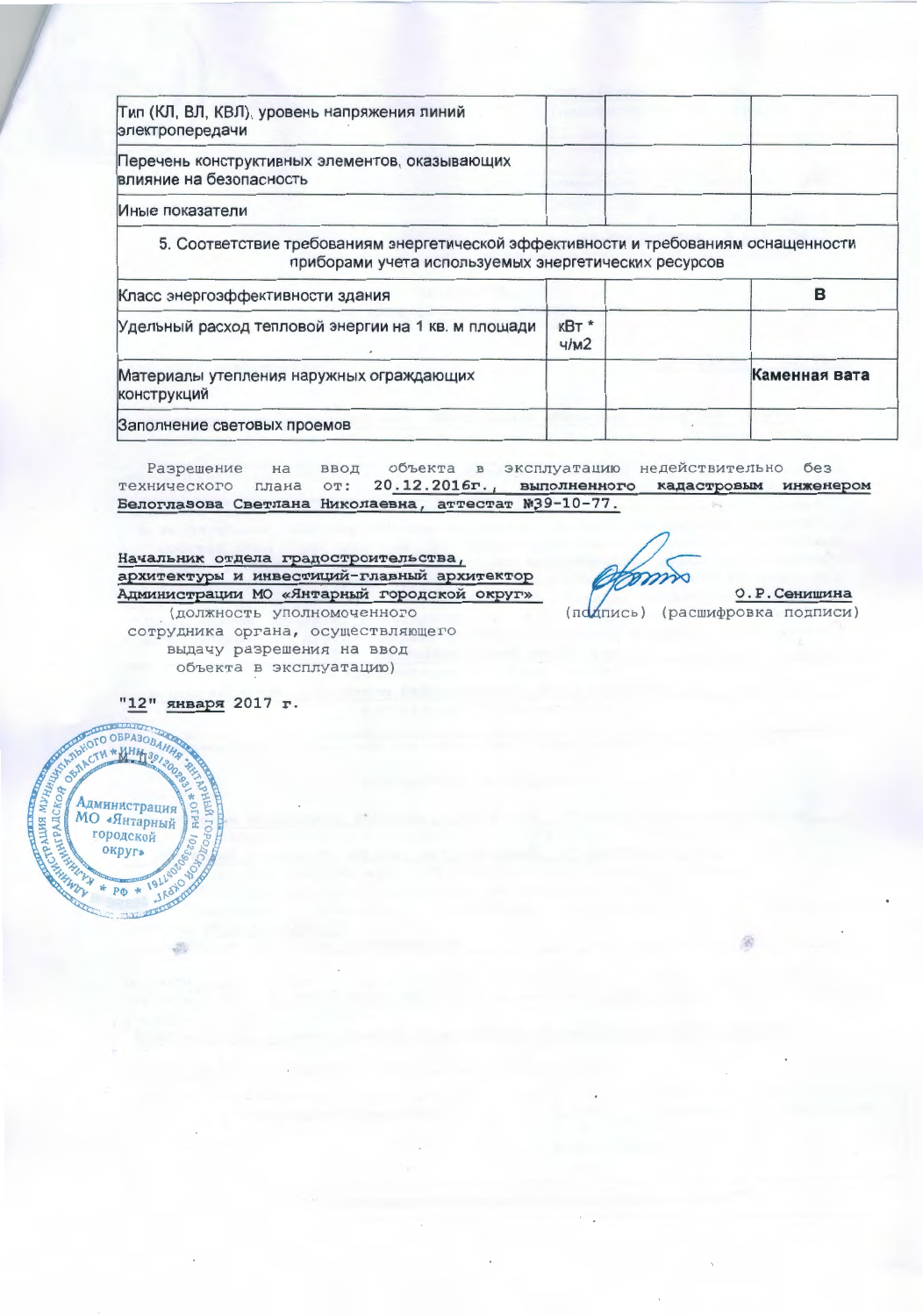| | | | |
|---|---|---|---|
| Тип (КЛ, ВЛ, КВЛ), уровень напряжения линий электропередачи | | | |
| Перечень конструктивных элементов, оказывающих влияние на безопасность | | | |
| Иные показатели | | | |
| 5. Соответствие требованиям энергетической эффективности и требованиям оснащенности приборами учета используемых энергетических ресурсов | | | |
| Класс энергоэффективности здания | | | В |
| Удельный расход тепловой энергии на 1 кв. м площади | кВт * ч/м2 | | |
| Материалы утепления наружных ограждающих конструкций | | | Каменная вата |
| Заполнение световых проемов | | | |

Разрешение на ввод объекта в эксплуатацию недействительно без технического плана от: **20.12.2016г., выполненного кадастровым инженером Белоглазова Светлана Николаевна, аттестат №39-10-77.**

**Начальник отдела градостроительства, архитектуры и инвестиций-главный архитектор Администрации МО «Янтарный городской округ»** О.Р.Сенишина

(должность уполномоченного сотрудника органа, осуществляющего выдачу разрешения на ввод объекта в эксплуатацию) (подпись) (расшифровка подписи)

"**12**" **января** 2017 г.

М.П.

Администрация МО «Янтарный городской округ»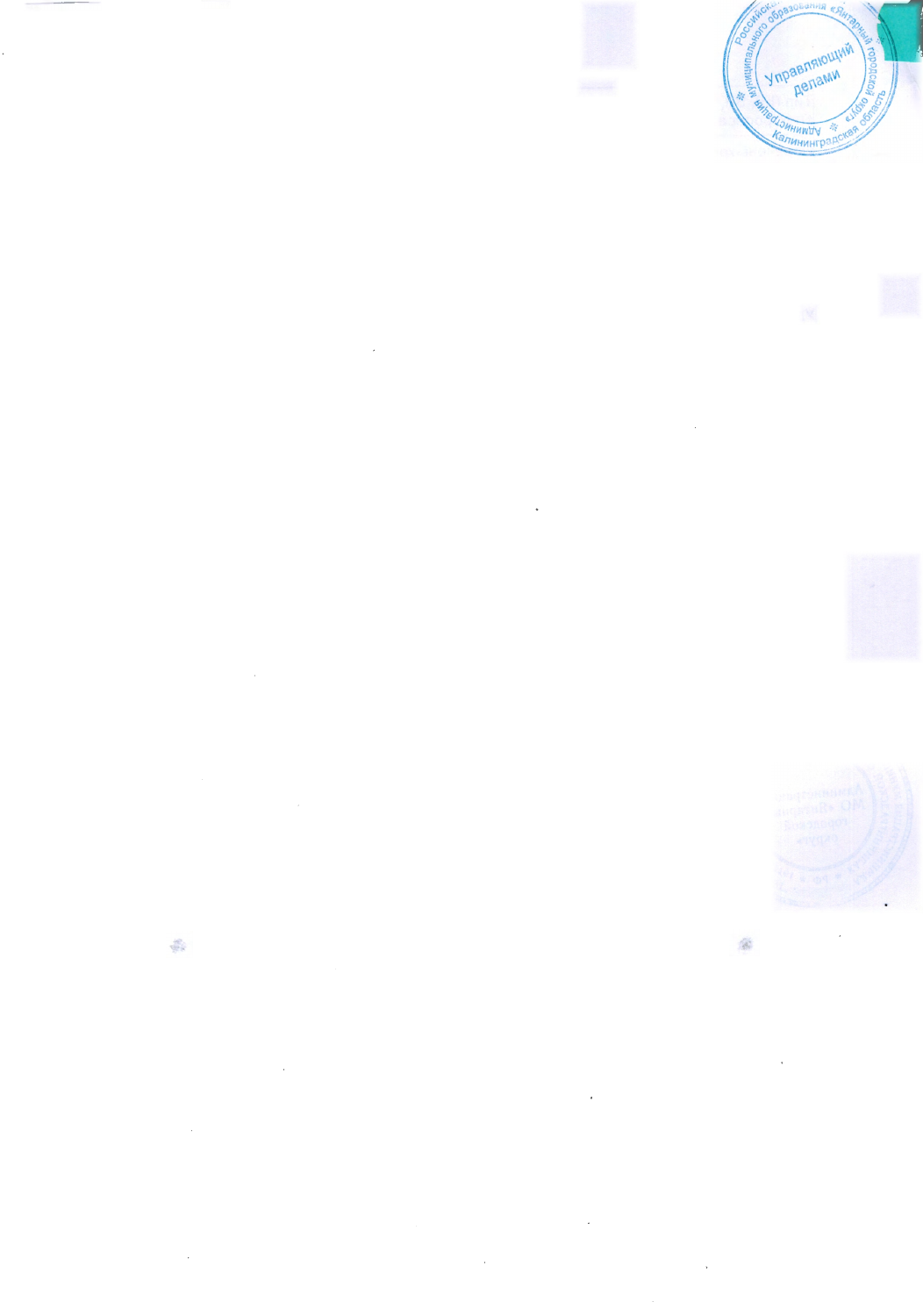Российская Федерация Администрация муниципального образования «Янтарный городской округ» Калининградская область

Управляющий делами